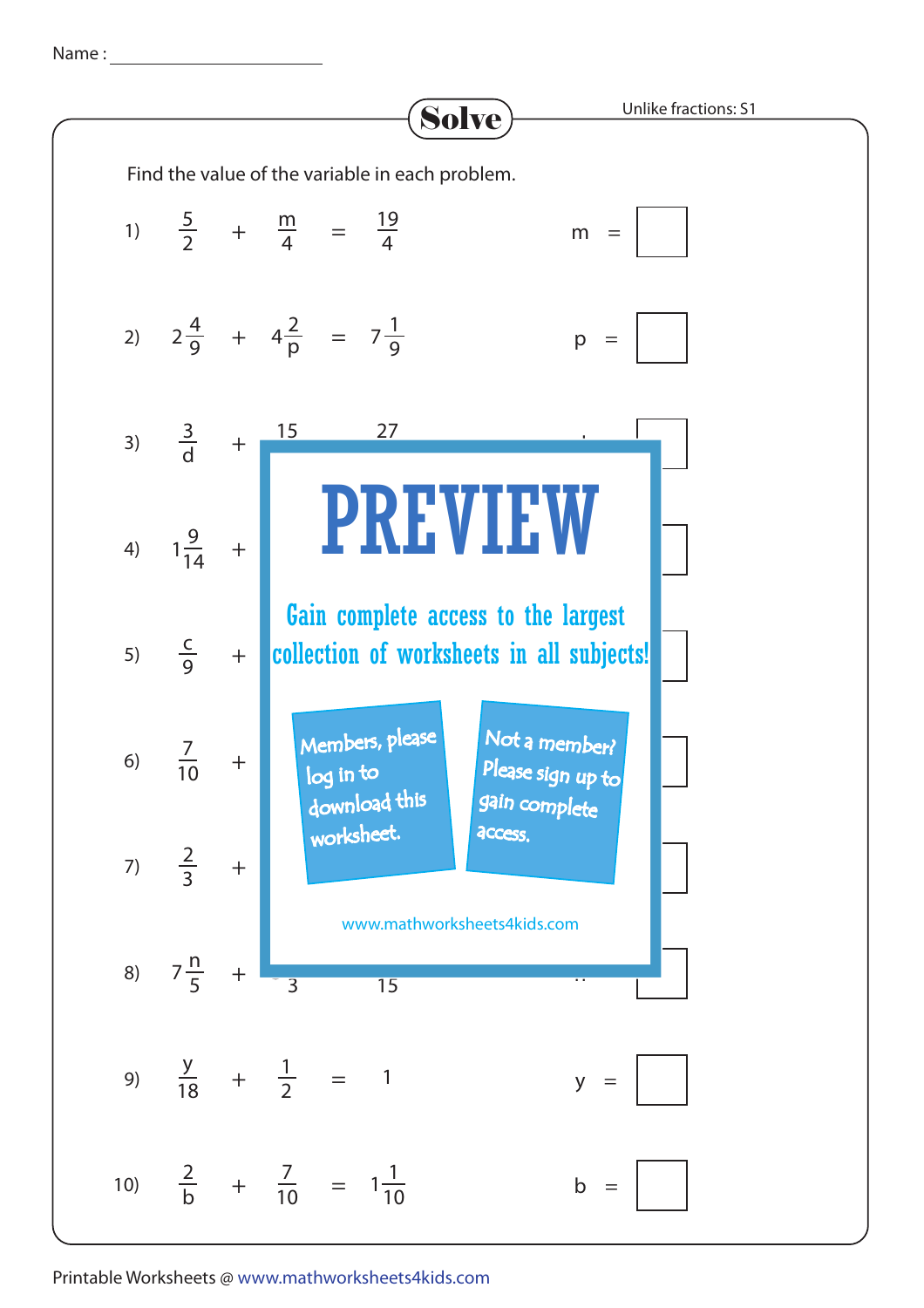Name : ____________________

# Solve

Unlike fractions: S1

Find the value of the variable in each problem.

1) $\frac{5}{2} + \frac{m}{4} = \frac{19}{4}$ m = ☐

2) $2\frac{4}{9} + 4\frac{2}{p} = 7\frac{1}{9}$ p = ☐

3) $\frac{3}{d} + \frac{15}{\ } \quad \frac{27}{\ }$ ☐

4) $1\frac{9}{14} +$ ☐

5) $\frac{c}{9} +$ ☐

6) $\frac{7}{10} +$ ☐

7) $\frac{2}{3} +$ ☐

8) $7\frac{n}{5} + \quad 3 \quad 15$ ☐

**PREVIEW**

Gain complete access to the largest collection of worksheets in all subjects!

Members, please log in to download this worksheet.

Not a member? Please sign up to gain complete access.

www.mathworksheets4kids.com

9) $\frac{y}{18} + \frac{1}{2} = 1$ y = ☐

10) $\frac{2}{b} + \frac{7}{10} = 1\frac{1}{10}$ b = ☐

Printable Worksheets @ www.mathworksheets4kids.com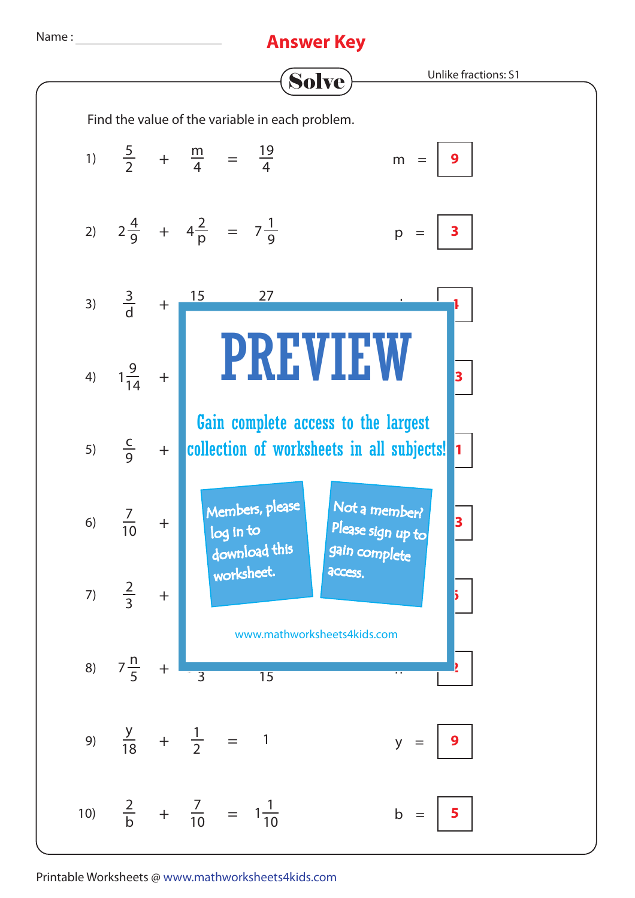Name : ____________________

**Answer Key**

Unlike fractions: S1

## Solve

Find the value of the variable in each problem.

1) $\frac{5}{2} + \frac{m}{4} = \frac{19}{4}$ m = **9**

2) $2\frac{4}{9} + 4\frac{2}{p} = 7\frac{1}{9}$ p = **3**

3) $\frac{3}{d} +$ 15 27 **4**

4) $1\frac{9}{14} +$ **3**

5) $\frac{c}{9} +$ **1**

6) $\frac{7}{10} +$ **3**

7) $\frac{2}{3} +$ **5**

8) $7\frac{n}{5} +$ 3 15 **2**

9) $\frac{y}{18} + \frac{1}{2} = 1$ y = **9**

10) $\frac{2}{b} + \frac{7}{10} = 1\frac{1}{10}$ b = **5**

# PREVIEW

Gain complete access to the largest collection of worksheets in all subjects!

Members, please log in to download this worksheet.

Not a member? Please sign up to gain complete access.

www.mathworksheets4kids.com

Printable Worksheets @ www.mathworksheets4kids.com